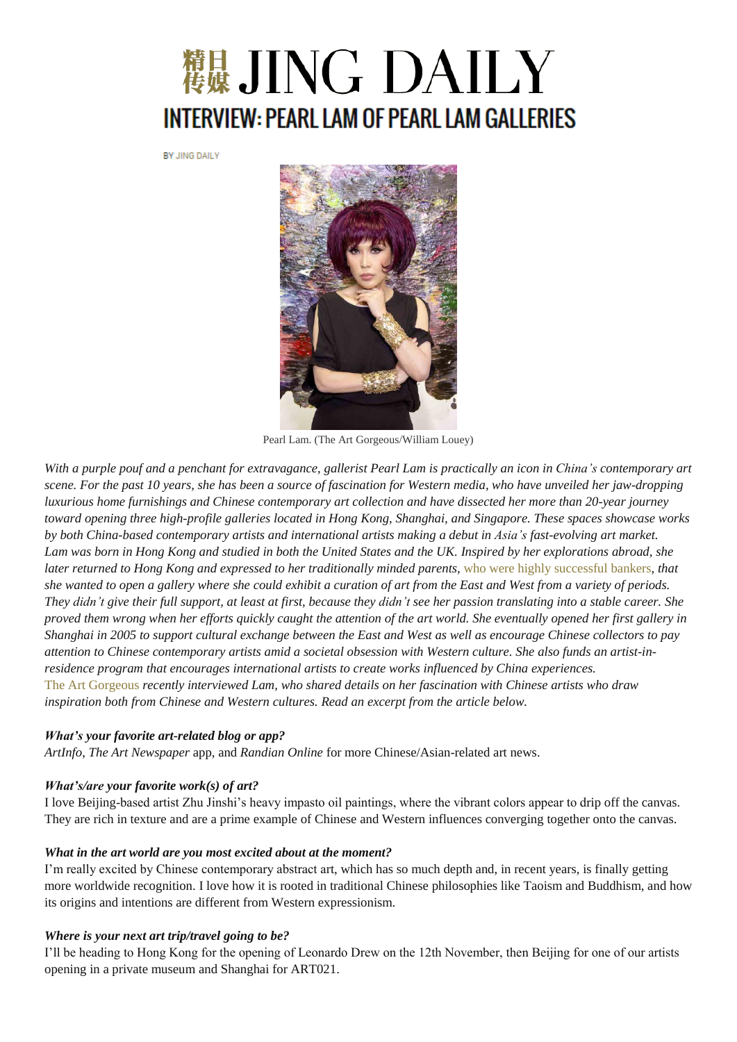# 精日传媒 JING DAILY

## INTERVIEW: PEARL LAM OF PEARL LAM GALLERIES

BY JING DAILY

Pearl Lam. (The Art Gorgeous/William Louey)

*With a purple pouf and a penchant for extravagance, gallerist Pearl Lam is practically an icon in China's contemporary art scene. For the past 10 years, she has been a source of fascination for Western media, who have unveiled her jaw-dropping luxurious home furnishings and Chinese contemporary art collection and have dissected her more than 20-year journey toward opening three high-profile galleries located in Hong Kong, Shanghai, and Singapore. These spaces showcase works by both China-based contemporary artists and international artists making a debut in Asia's fast-evolving art market. Lam was born in Hong Kong and studied in both the United States and the UK. Inspired by her explorations abroad, she later returned to Hong Kong and expressed to her traditionally minded parents,* who were highly successful bankers, *that she wanted to open a gallery where she could exhibit a curation of art from the East and West from a variety of periods. They didn't give their full support, at least at first, because they didn't see her passion translating into a stable career. She proved them wrong when her efforts quickly caught the attention of the art world. She eventually opened her first gallery in Shanghai in 2005 to support cultural exchange between the East and West as well as encourage Chinese collectors to pay attention to Chinese contemporary artists amid a societal obsession with Western culture. She also funds an artist-in-residence program that encourages international artists to create works influenced by China experiences.*
The Art Gorgeous *recently interviewed Lam, who shared details on her fascination with Chinese artists who draw inspiration both from Chinese and Western cultures. Read an excerpt from the article below.*

***What's your favorite art-related blog or app?***
*ArtInfo*, *The Art Newspaper* app, and *Randian Online* for more Chinese/Asian-related art news.

***What's/are your favorite work(s) of art?***
I love Beijing-based artist Zhu Jinshi's heavy impasto oil paintings, where the vibrant colors appear to drip off the canvas. They are rich in texture and are a prime example of Chinese and Western influences converging together onto the canvas.

***What in the art world are you most excited about at the moment?***
I'm really excited by Chinese contemporary abstract art, which has so much depth and, in recent years, is finally getting more worldwide recognition. I love how it is rooted in traditional Chinese philosophies like Taoism and Buddhism, and how its origins and intentions are different from Western expressionism.

***Where is your next art trip/travel going to be?***
I'll be heading to Hong Kong for the opening of Leonardo Drew on the 12th November, then Beijing for one of our artists opening in a private museum and Shanghai for ART021.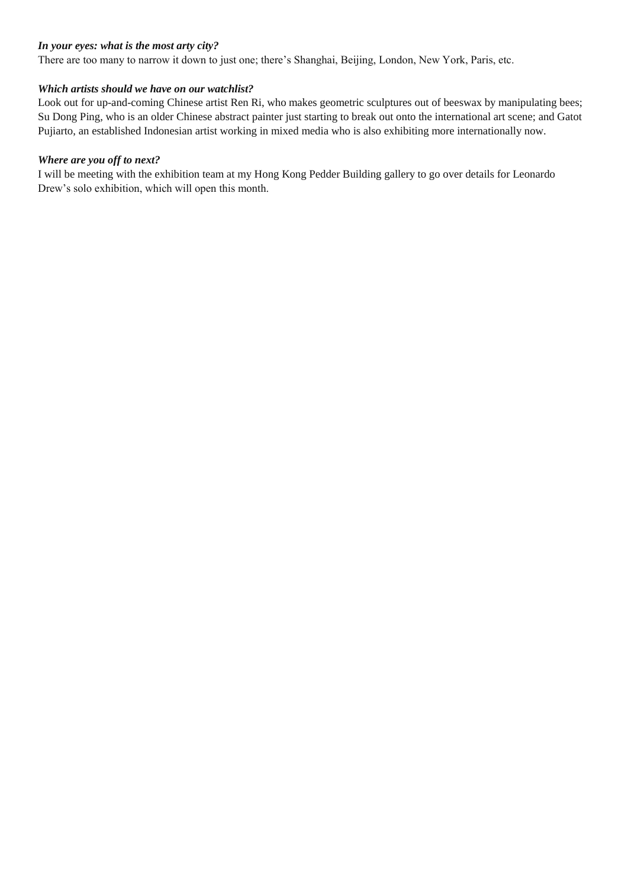***In your eyes: what is the most arty city?***

There are too many to narrow it down to just one; there's Shanghai, Beijing, London, New York, Paris, etc.

***Which artists should we have on our watchlist?***

Look out for up-and-coming Chinese artist Ren Ri, who makes geometric sculptures out of beeswax by manipulating bees; Su Dong Ping, who is an older Chinese abstract painter just starting to break out onto the international art scene; and Gatot Pujiarto, an established Indonesian artist working in mixed media who is also exhibiting more internationally now.

***Where are you off to next?***

I will be meeting with the exhibition team at my Hong Kong Pedder Building gallery to go over details for Leonardo Drew's solo exhibition, which will open this month.